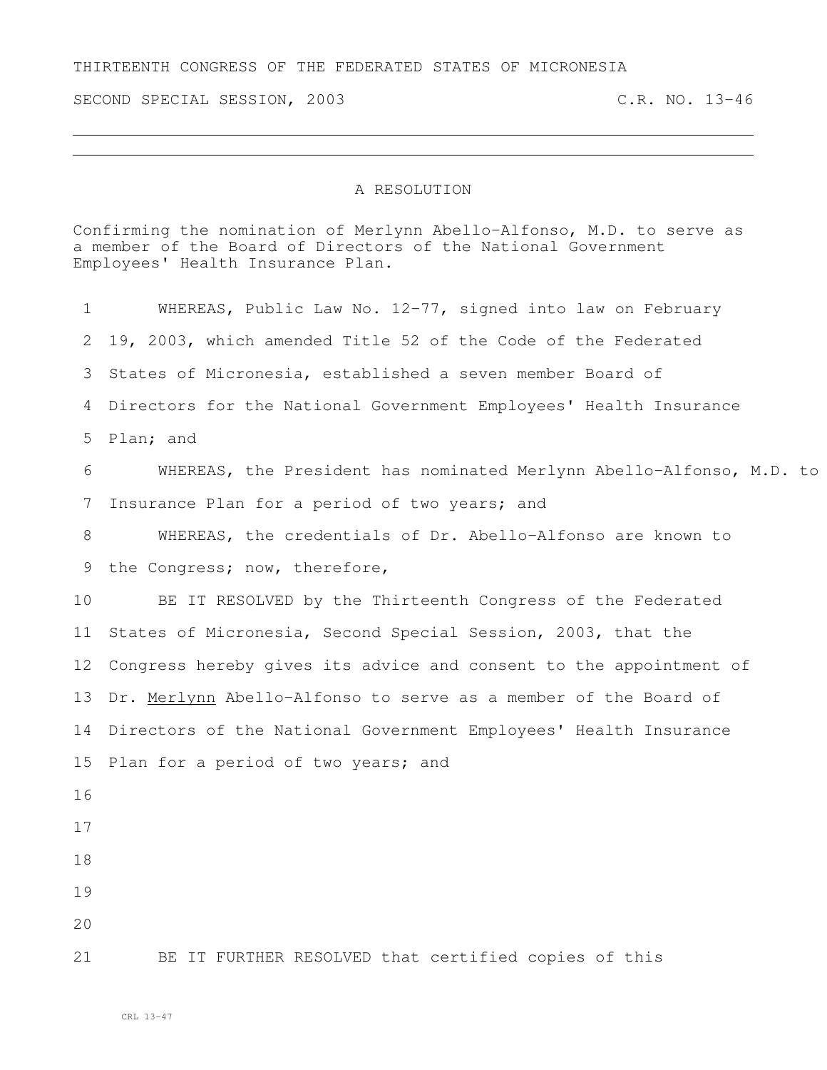THIRTEENTH CONGRESS OF THE FEDERATED STATES OF MICRONESIA

SECOND SPECIAL SESSION, 2003 C.R. NO. 13-46

---

# A RESOLUTION

Confirming the nomination of Merlynn Abello-Alfonso, M.D. to serve as a member of the Board of Directors of the National Government Employees' Health Insurance Plan.

1 WHEREAS, Public Law No. 12-77, signed into law on February
2 19, 2003, which amended Title 52 of the Code of the Federated
3 States of Micronesia, established a seven member Board of
4 Directors for the National Government Employees' Health Insurance
5 Plan; and

6 WHEREAS, the President has nominated Merlynn Abello-Alfonso, M.D. to
7 Insurance Plan for a period of two years; and

8 WHEREAS, the credentials of Dr. Abello-Alfonso are known to
9 the Congress; now, therefore,

10 BE IT RESOLVED by the Thirteenth Congress of the Federated
11 States of Micronesia, Second Special Session, 2003, that the
12 Congress hereby gives its advice and consent to the appointment of
13 Dr. Merlynn Abello-Alfonso to serve as a member of the Board of
14 Directors of the National Government Employees' Health Insurance
15 Plan for a period of two years; and
16
17
18
19
20
21 BE IT FURTHER RESOLVED that certified copies of this

CRL 13-47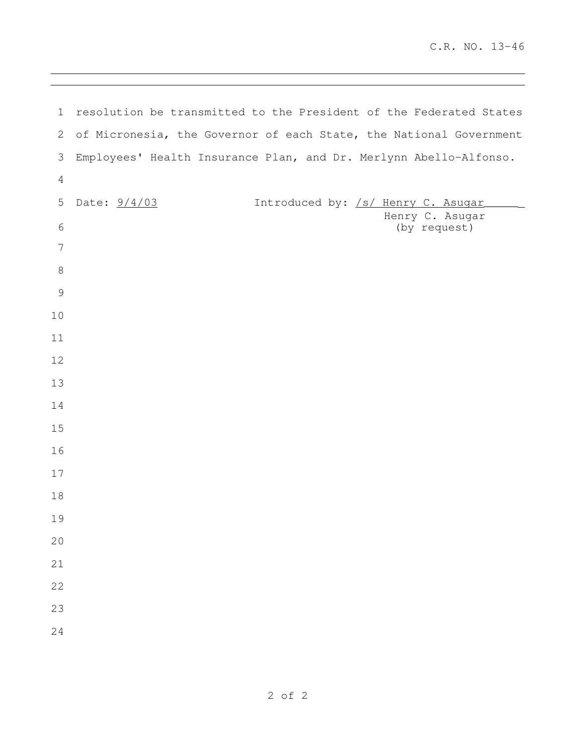resolution be transmitted to the President of the Federated States of Micronesia, the Governor of each State, the National Government Employees' Health Insurance Plan, and Dr. Merlynn Abello-Alfonso.

Date: 9/4/03

Introduced by: /s/ Henry C. Asugar

Henry C. Asugar
(by request)